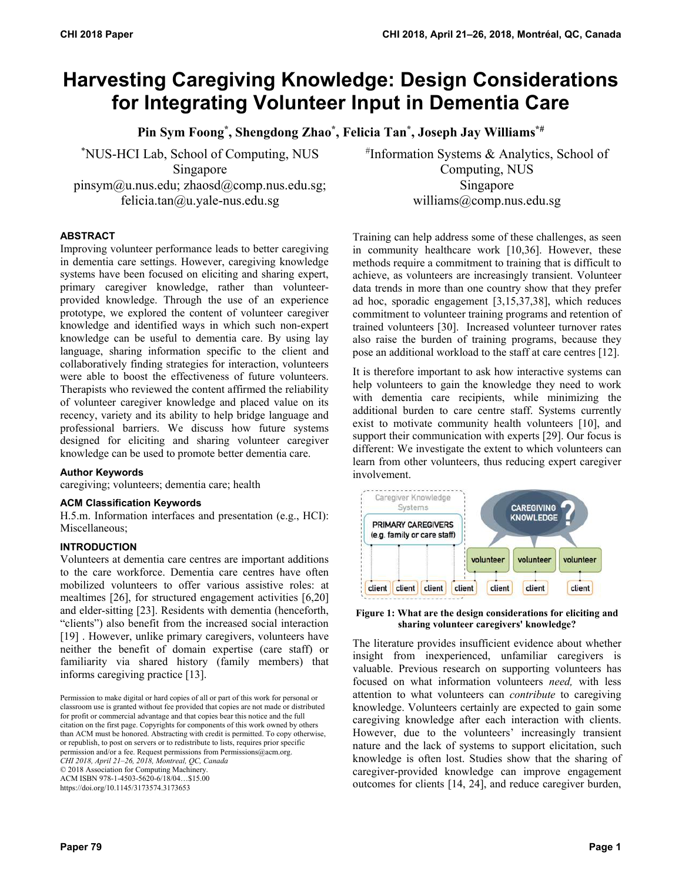# Harvesting Caregiving Knowledge: Design Considerations for Integrating Volunteer Input in Dementia Care

**Pin Sym Foong*, Shengdong Zhao*, Felicia Tan*, Joseph Jay Williams*#**

*NUS-HCI Lab, School of Computing, NUS
Singapore
pinsym@u.nus.edu; zhaosd@comp.nus.edu.sg;
felicia.tan@u.yale-nus.edu.sg

#Information Systems & Analytics, School of Computing, NUS
Singapore
williams@comp.nus.edu.sg

## ABSTRACT

Improving volunteer performance leads to better caregiving in dementia care settings. However, caregiving knowledge systems have been focused on eliciting and sharing expert, primary caregiver knowledge, rather than volunteer-provided knowledge. Through the use of an experience prototype, we explored the content of volunteer caregiver knowledge and identified ways in which such non-expert knowledge can be useful to dementia care. By using lay language, sharing information specific to the client and collaboratively finding strategies for interaction, volunteers were able to boost the effectiveness of future volunteers. Therapists who reviewed the content affirmed the reliability of volunteer caregiver knowledge and placed value on its recency, variety and its ability to help bridge language and professional barriers. We discuss how future systems designed for eliciting and sharing volunteer caregiver knowledge can be used to promote better dementia care.

### Author Keywords

caregiving; volunteers; dementia care; health

### ACM Classification Keywords

H.5.m. Information interfaces and presentation (e.g., HCI): Miscellaneous;

## INTRODUCTION

Volunteers at dementia care centres are important additions to the care workforce. Dementia care centres have often mobilized volunteers to offer various assistive roles: at mealtimes [26], for structured engagement activities [6,20] and elder-sitting [23]. Residents with dementia (henceforth, "clients") also benefit from the increased social interaction [19] . However, unlike primary caregivers, volunteers have neither the benefit of domain expertise (care staff) or familiarity via shared history (family members) that informs caregiving practice [13].

Permission to make digital or hard copies of all or part of this work for personal or classroom use is granted without fee provided that copies are not made or distributed for profit or commercial advantage and that copies bear this notice and the full citation on the first page. Copyrights for components of this work owned by others than ACM must be honored. Abstracting with credit is permitted. To copy otherwise, or republish, to post on servers or to redistribute to lists, requires prior specific permission and/or a fee. Request permissions from Permissions@acm.org.
*CHI 2018, April 21–26, 2018, Montreal, QC, Canada*
© 2018 Association for Computing Machinery.
ACM ISBN 978-1-4503-5620-6/18/04…$15.00
https://doi.org/10.1145/3173574.3173653

Training can help address some of these challenges, as seen in community healthcare work [10,36]. However, these methods require a commitment to training that is difficult to achieve, as volunteers are increasingly transient. Volunteer data trends in more than one country show that they prefer ad hoc, sporadic engagement [3,15,37,38], which reduces commitment to volunteer training programs and retention of trained volunteers [30]. Increased volunteer turnover rates also raise the burden of training programs, because they pose an additional workload to the staff at care centres [12].

It is therefore important to ask how interactive systems can help volunteers to gain the knowledge they need to work with dementia care recipients, while minimizing the additional burden to care centre staff. Systems currently exist to motivate community health volunteers [10], and support their communication with experts [29]. Our focus is different: We investigate the extent to which volunteers can learn from other volunteers, thus reducing expert caregiver involvement.

**Figure 1: What are the design considerations for eliciting and sharing volunteer caregivers' knowledge?**

The literature provides insufficient evidence about whether insight from inexperienced, unfamiliar caregivers is valuable. Previous research on supporting volunteers has focused on what information volunteers *need,* with less attention to what volunteers can *contribute* to caregiving knowledge. Volunteers certainly are expected to gain some caregiving knowledge after each interaction with clients. However, due to the volunteers' increasingly transient nature and the lack of systems to support elicitation, such knowledge is often lost. Studies show that the sharing of caregiver-provided knowledge can improve engagement outcomes for clients [14, 24], and reduce caregiver burden,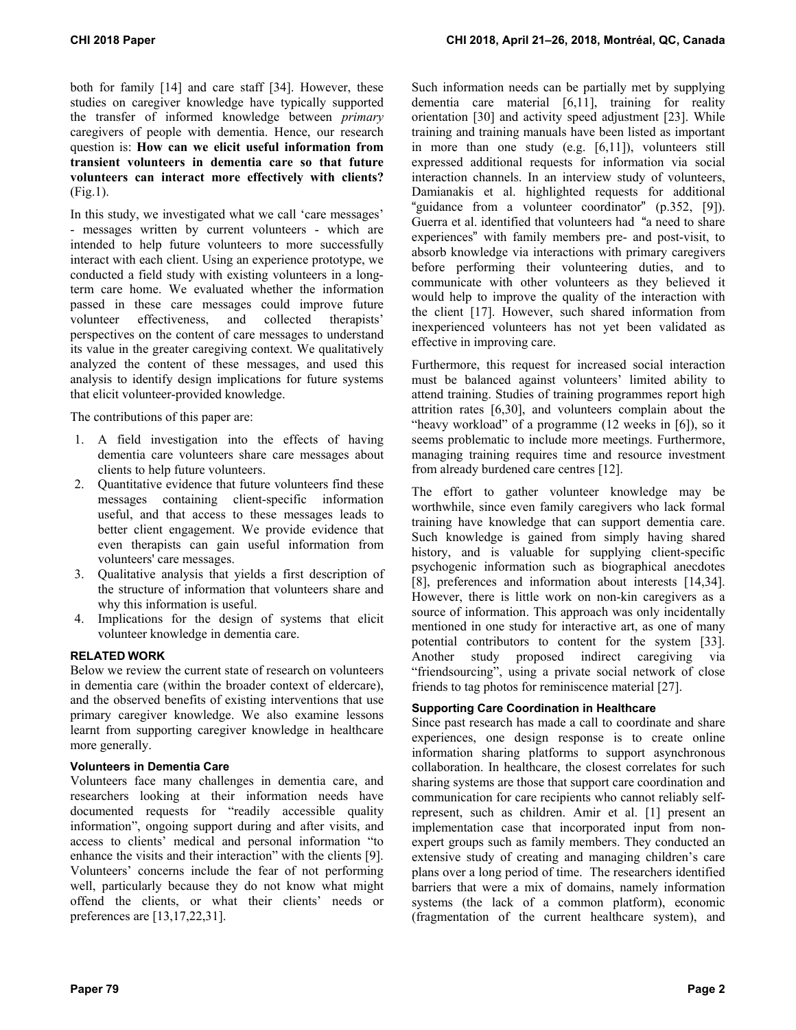both for family [14] and care staff [34]. However, these studies on caregiver knowledge have typically supported the transfer of informed knowledge between *primary* caregivers of people with dementia. Hence, our research question is: **How can we elicit useful information from transient volunteers in dementia care so that future volunteers can interact more effectively with clients?** (Fig.1).

In this study, we investigated what we call 'care messages' - messages written by current volunteers - which are intended to help future volunteers to more successfully interact with each client. Using an experience prototype, we conducted a field study with existing volunteers in a long-term care home. We evaluated whether the information passed in these care messages could improve future volunteer effectiveness, and collected therapists' perspectives on the content of care messages to understand its value in the greater caregiving context. We qualitatively analyzed the content of these messages, and used this analysis to identify design implications for future systems that elicit volunteer-provided knowledge.

The contributions of this paper are:

1. A field investigation into the effects of having dementia care volunteers share care messages about clients to help future volunteers.
2. Quantitative evidence that future volunteers find these messages containing client-specific information useful, and that access to these messages leads to better client engagement. We provide evidence that even therapists can gain useful information from volunteers' care messages.
3. Qualitative analysis that yields a first description of the structure of information that volunteers share and why this information is useful.
4. Implications for the design of systems that elicit volunteer knowledge in dementia care.

## RELATED WORK

Below we review the current state of research on volunteers in dementia care (within the broader context of eldercare), and the observed benefits of existing interventions that use primary caregiver knowledge. We also examine lessons learnt from supporting caregiver knowledge in healthcare more generally.

### Volunteers in Dementia Care

Volunteers face many challenges in dementia care, and researchers looking at their information needs have documented requests for "readily accessible quality information", ongoing support during and after visits, and access to clients' medical and personal information "to enhance the visits and their interaction" with the clients [9]. Volunteers' concerns include the fear of not performing well, particularly because they do not know what might offend the clients, or what their clients' needs or preferences are [13,17,22,31].

Such information needs can be partially met by supplying dementia care material [6,11], training for reality orientation [30] and activity speed adjustment [23]. While training and training manuals have been listed as important in more than one study (e.g. [6,11]), volunteers still expressed additional requests for information via social interaction channels. In an interview study of volunteers, Damianakis et al. highlighted requests for additional "guidance from a volunteer coordinator" (p.352, [9]). Guerra et al. identified that volunteers had "a need to share experiences" with family members pre- and post-visit, to absorb knowledge via interactions with primary caregivers before performing their volunteering duties, and to communicate with other volunteers as they believed it would help to improve the quality of the interaction with the client [17]. However, such shared information from inexperienced volunteers has not yet been validated as effective in improving care.

Furthermore, this request for increased social interaction must be balanced against volunteers' limited ability to attend training. Studies of training programmes report high attrition rates [6,30], and volunteers complain about the "heavy workload" of a programme (12 weeks in [6]), so it seems problematic to include more meetings. Furthermore, managing training requires time and resource investment from already burdened care centres [12].

The effort to gather volunteer knowledge may be worthwhile, since even family caregivers who lack formal training have knowledge that can support dementia care. Such knowledge is gained from simply having shared history, and is valuable for supplying client-specific psychogenic information such as biographical anecdotes [8], preferences and information about interests [14,34]. However, there is little work on non-kin caregivers as a source of information. This approach was only incidentally mentioned in one study for interactive art, as one of many potential contributors to content for the system [33]. Another study proposed indirect caregiving via "friendsourcing", using a private social network of close friends to tag photos for reminiscence material [27].

### Supporting Care Coordination in Healthcare

Since past research has made a call to coordinate and share experiences, one design response is to create online information sharing platforms to support asynchronous collaboration. In healthcare, the closest correlates for such sharing systems are those that support care coordination and communication for care recipients who cannot reliably self-represent, such as children. Amir et al. [1] present an implementation case that incorporated input from non-expert groups such as family members. They conducted an extensive study of creating and managing children's care plans over a long period of time. The researchers identified barriers that were a mix of domains, namely information systems (the lack of a common platform), economic (fragmentation of the current healthcare system), and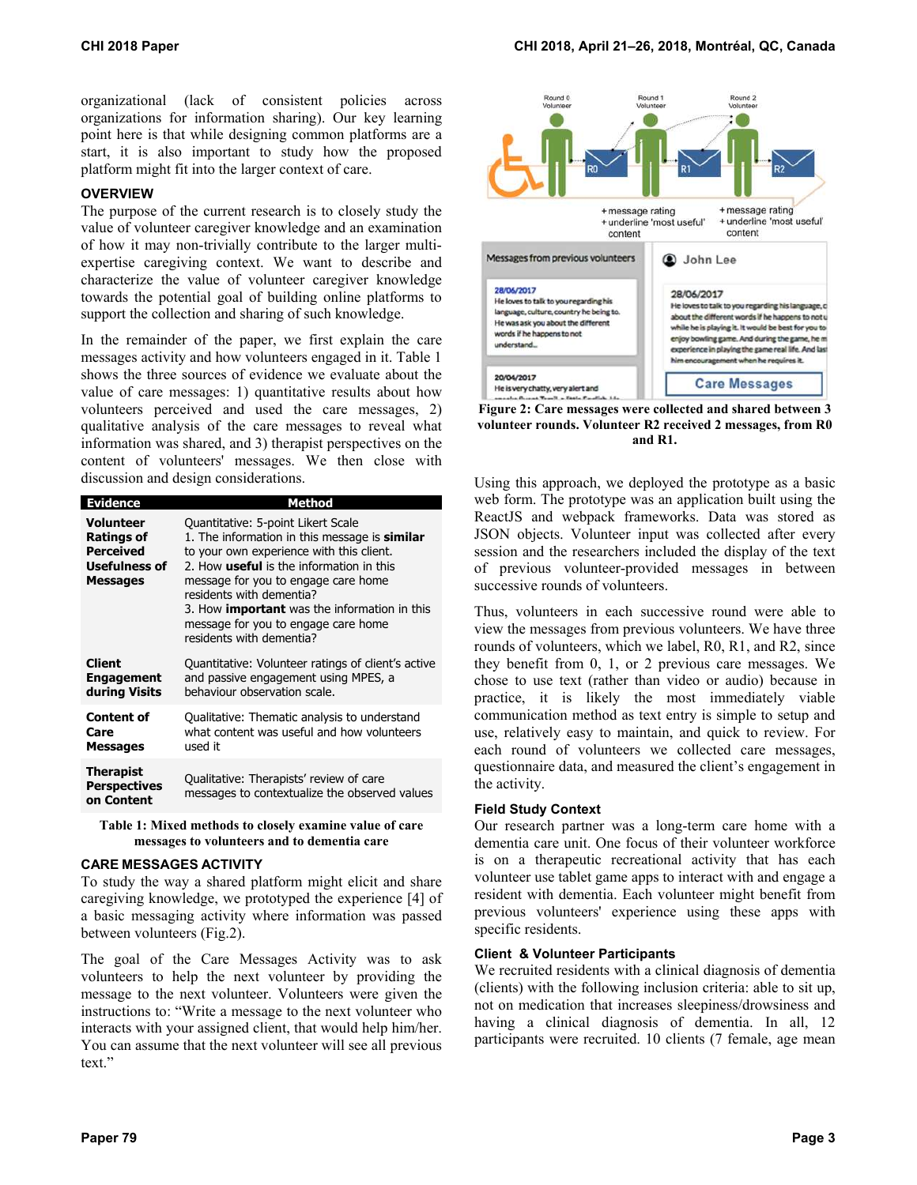organizational (lack of consistent policies across organizations for information sharing). Our key learning point here is that while designing common platforms are a start, it is also important to study how the proposed platform might fit into the larger context of care.

## OVERVIEW

The purpose of the current research is to closely study the value of volunteer caregiver knowledge and an examination of how it may non-trivially contribute to the larger multi-expertise caregiving context. We want to describe and characterize the value of volunteer caregiver knowledge towards the potential goal of building online platforms to support the collection and sharing of such knowledge.

In the remainder of the paper, we first explain the care messages activity and how volunteers engaged in it. Table 1 shows the three sources of evidence we evaluate about the value of care messages: 1) quantitative results about how volunteers perceived and used the care messages, 2) qualitative analysis of the care messages to reveal what information was shared, and 3) therapist perspectives on the content of volunteers' messages. We then close with discussion and design considerations.

| Evidence | Method |
|---|---|
| **Volunteer Ratings of Perceived Usefulness of Messages** | Quantitative: 5-point Likert Scale<br>1. The information in this message is **similar** to your own experience with this client.<br>2. How **useful** is the information in this message for you to engage care home residents with dementia?<br>3. How **important** was the information in this message for you to engage care home residents with dementia? |
| **Client Engagement during Visits** | Quantitative: Volunteer ratings of client's active and passive engagement using MPES, a behaviour observation scale. |
| **Content of Care Messages** | Qualitative: Thematic analysis to understand what content was useful and how volunteers used it |
| **Therapist Perspectives on Content** | Qualitative: Therapists' review of care messages to contextualize the observed values |

**Table 1: Mixed methods to closely examine value of care messages to volunteers and to dementia care**

## CARE MESSAGES ACTIVITY

To study the way a shared platform might elicit and share caregiving knowledge, we prototyped the experience [4] of a basic messaging activity where information was passed between volunteers (Fig.2).

The goal of the Care Messages Activity was to ask volunteers to help the next volunteer by providing the message to the next volunteer. Volunteers were given the instructions to: "Write a message to the next volunteer who interacts with your assigned client, that would help him/her. You can assume that the next volunteer will see all previous text."

**Figure 2: Care messages were collected and shared between 3 volunteer rounds. Volunteer R2 received 2 messages, from R0 and R1.**

Using this approach, we deployed the prototype as a basic web form. The prototype was an application built using the ReactJS and webpack frameworks. Data was stored as JSON objects. Volunteer input was collected after every session and the researchers included the display of the text of previous volunteer-provided messages in between successive rounds of volunteers.

Thus, volunteers in each successive round were able to view the messages from previous volunteers. We have three rounds of volunteers, which we label, R0, R1, and R2, since they benefit from 0, 1, or 2 previous care messages. We chose to use text (rather than video or audio) because in practice, it is likely the most immediately viable communication method as text entry is simple to setup and use, relatively easy to maintain, and quick to review. For each round of volunteers we collected care messages, questionnaire data, and measured the client's engagement in the activity.

### Field Study Context

Our research partner was a long-term care home with a dementia care unit. One focus of their volunteer workforce is on a therapeutic recreational activity that has each volunteer use tablet game apps to interact with and engage a resident with dementia. Each volunteer might benefit from previous volunteers' experience using these apps with specific residents.

### Client & Volunteer Participants

We recruited residents with a clinical diagnosis of dementia (clients) with the following inclusion criteria: able to sit up, not on medication that increases sleepiness/drowsiness and having a clinical diagnosis of dementia. In all, 12 participants were recruited. 10 clients (7 female, age mean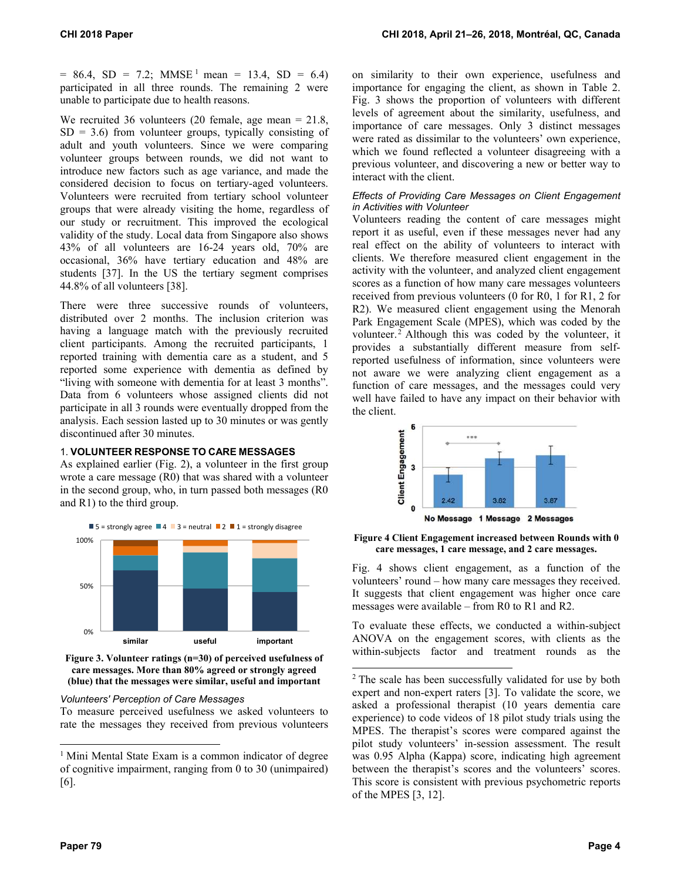= 86.4, SD = 7.2; MMSE [1] mean = 13.4, SD = 6.4) participated in all three rounds. The remaining 2 were unable to participate due to health reasons.

We recruited 36 volunteers (20 female, age mean = 21.8, SD = 3.6) from volunteer groups, typically consisting of adult and youth volunteers. Since we were comparing volunteer groups between rounds, we did not want to introduce new factors such as age variance, and made the considered decision to focus on tertiary-aged volunteers. Volunteers were recruited from tertiary school volunteer groups that were already visiting the home, regardless of our study or recruitment. This improved the ecological validity of the study. Local data from Singapore also shows 43% of all volunteers are 16-24 years old, 70% are occasional, 36% have tertiary education and 48% are students [37]. In the US the tertiary segment comprises 44.8% of all volunteers [38].

There were three successive rounds of volunteers, distributed over 2 months. The inclusion criterion was having a language match with the previously recruited client participants. Among the recruited participants, 1 reported training with dementia care as a student, and 5 reported some experience with dementia as defined by "living with someone with dementia for at least 3 months". Data from 6 volunteers whose assigned clients did not participate in all 3 rounds were eventually dropped from the analysis. Each session lasted up to 30 minutes or was gently discontinued after 30 minutes.

## 1. VOLUNTEER RESPONSE TO CARE MESSAGES

As explained earlier (Fig. 2), a volunteer in the first group wrote a care message (R0) that was shared with a volunteer in the second group, who, in turn passed both messages (R0 and R1) to the third group.

**Figure 3. Volunteer ratings (n=30) of perceived usefulness of care messages. More than 80% agreed or strongly agreed (blue) that the messages were similar, useful and important**

### *Volunteers' Perception of Care Messages*

To measure perceived usefulness we asked volunteers to rate the messages they received from previous volunteers on similarity to their own experience, usefulness and importance for engaging the client, as shown in Table 2. Fig. 3 shows the proportion of volunteers with different levels of agreement about the similarity, usefulness, and importance of care messages. Only 3 distinct messages were rated as dissimilar to the volunteers' own experience, which we found reflected a volunteer disagreeing with a previous volunteer, and discovering a new or better way to interact with the client.

### *Effects of Providing Care Messages on Client Engagement in Activities with Volunteer*

Volunteers reading the content of care messages might report it as useful, even if these messages never had any real effect on the ability of volunteers to interact with clients. We therefore measured client engagement in the activity with the volunteer, and analyzed client engagement scores as a function of how many care messages volunteers received from previous volunteers (0 for R0, 1 for R1, 2 for R2). We measured client engagement using the Menorah Park Engagement Scale (MPES), which was coded by the volunteer. [2] Although this was coded by the volunteer, it provides a substantially different measure from self-reported usefulness of information, since volunteers were not aware we were analyzing client engagement as a function of care messages, and the messages could very well have failed to have any impact on their behavior with the client.

**Figure 4 Client Engagement increased between Rounds with 0 care messages, 1 care message, and 2 care messages.**

Fig. 4 shows client engagement, as a function of the volunteers' round – how many care messages they received. It suggests that client engagement was higher once care messages were available – from R0 to R1 and R2.

To evaluate these effects, we conducted a within-subject ANOVA on the engagement scores, with clients as the within-subjects factor and treatment rounds as the

---

[1] Mini Mental State Exam is a common indicator of degree of cognitive impairment, ranging from 0 to 30 (unimpaired) [6].

[2] The scale has been successfully validated for use by both expert and non-expert raters [3]. To validate the score, we asked a professional therapist (10 years dementia care experience) to code videos of 18 pilot study trials using the MPES. The therapist's scores were compared against the pilot study volunteers' in-session assessment. The result was 0.95 Alpha (Kappa) score, indicating high agreement between the therapist's scores and the volunteers' scores. This score is consistent with previous psychometric reports of the MPES [3, 12].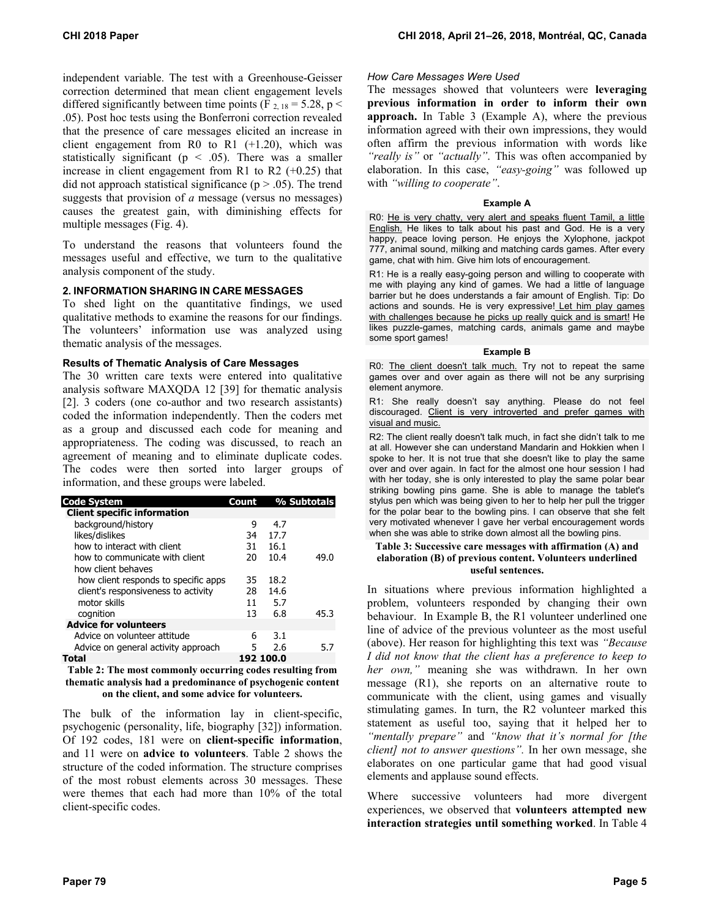independent variable. The test with a Greenhouse-Geisser correction determined that mean client engagement levels differed significantly between time points ($F_{2, 18} = 5.28$, $p < .05$). Post hoc tests using the Bonferroni correction revealed that the presence of care messages elicited an increase in client engagement from R0 to R1 (+1.20), which was statistically significant ($p < .05$). There was a smaller increase in client engagement from R1 to R2 (+0.25) that did not approach statistical significance ($p > .05$). The trend suggests that provision of *a* message (versus no messages) causes the greatest gain, with diminishing effects for multiple messages (Fig. 4).

To understand the reasons that volunteers found the messages useful and effective, we turn to the qualitative analysis component of the study.

## 2. INFORMATION SHARING IN CARE MESSAGES

To shed light on the quantitative findings, we used qualitative methods to examine the reasons for our findings. The volunteers' information use was analyzed using thematic analysis of the messages.

### Results of Thematic Analysis of Care Messages

The 30 written care texts were entered into qualitative analysis software MAXQDA 12 [39] for thematic analysis [2]. 3 coders (one co-author and two research assistants) coded the information independently. Then the coders met as a group and discussed each code for meaning and appropriateness. The coding was discussed, to reach an agreement of meaning and to eliminate duplicate codes. The codes were then sorted into larger groups of information, and these groups were labeled.

| Code System | Count | % | Subtotals |
|---|---|---|---|
| **Client specific information** | | | |
| background/history | 9 | 4.7 | |
| likes/dislikes | 34 | 17.7 | |
| how to interact with client | 31 | 16.1 | |
| how to communicate with client | 20 | 10.4 | 49.0 |
| how client behaves | | | |
| how client responds to specific apps | 35 | 18.2 | |
| client's responsiveness to activity | 28 | 14.6 | |
| motor skills | 11 | 5.7 | |
| cognition | 13 | 6.8 | 45.3 |
| **Advice for volunteers** | | | |
| Advice on volunteer attitude | 6 | 3.1 | |
| Advice on general activity approach | 5 | 2.6 | 5.7 |
| **Total** | 192 | 100.0 | |

**Table 2: The most commonly occurring codes resulting from thematic analysis had a predominance of psychogenic content on the client, and some advice for volunteers.**

The bulk of the information lay in client-specific, psychogenic (personality, life, biography [32]) information. Of 192 codes, 181 were on **client-specific information**, and 11 were on **advice to volunteers**. Table 2 shows the structure of the coded information. The structure comprises of the most robust elements across 30 messages. These were themes that each had more than 10% of the total client-specific codes.

### *How Care Messages Were Used*

The messages showed that volunteers were **leveraging previous information in order to inform their own approach.** In Table 3 (Example A), where the previous information agreed with their own impressions, they would often affirm the previous information with words like *"really is"* or *"actually"*. This was often accompanied by elaboration. In this case, *"easy-going"* was followed up with *"willing to cooperate"*.

**Example A**

R0: <u>He is very chatty, very alert and speaks fluent Tamil, a little English.</u> He likes to talk about his past and God. He is a very happy, peace loving person. He enjoys the Xylophone, jackpot 777, animal sound, milking and matching cards games. After every game, chat with him. Give him lots of encouragement.

R1: He is a really easy-going person and willing to cooperate with me with playing any kind of games. We had a little of language barrier but he does understands a fair amount of English. Tip: Do actions and sounds. He is very expressive!<u> Let him play games with challenges because he picks up really quick and is smart!</u> He likes puzzle-games, matching cards, animals game and maybe some sport games!

**Example B**

R0: <u>The client doesn't talk much.</u> Try not to repeat the same games over and over again as there will not be any surprising element anymore.

R1: She really doesn't say anything. Please do not feel discouraged. <u>Client is very introverted and prefer games with visual and music.</u>

R2: The client really doesn't talk much, in fact she didn't talk to me at all. However she can understand Mandarin and Hokkien when I spoke to her. It is not true that she doesn't like to play the same over and over again. In fact for the almost one hour session I had with her today, she is only interested to play the same polar bear striking bowling pins game. She is able to manage the tablet's stylus pen which was being given to her to help her pull the trigger for the polar bear to the bowling pins. I can observe that she felt very motivated whenever I gave her verbal encouragement words when she was able to strike down almost all the bowling pins.

**Table 3: Successive care messages with affirmation (A) and elaboration (B) of previous content. Volunteers underlined useful sentences.**

In situations where previous information highlighted a problem, volunteers responded by changing their own behaviour. In Example B, the R1 volunteer underlined one line of advice of the previous volunteer as the most useful (above). Her reason for highlighting this text was *"Because I did not know that the client has a preference to keep to her own,"* meaning she was withdrawn. In her own message (R1), she reports on an alternative route to communicate with the client, using games and visually stimulating games. In turn, the R2 volunteer marked this statement as useful too, saying that it helped her to *"mentally prepare"* and *"know that it's normal for [the client] not to answer questions"*. In her own message, she elaborates on one particular game that had good visual elements and applause sound effects.

Where successive volunteers had more divergent experiences, we observed that **volunteers attempted new interaction strategies until something worked**. In Table 4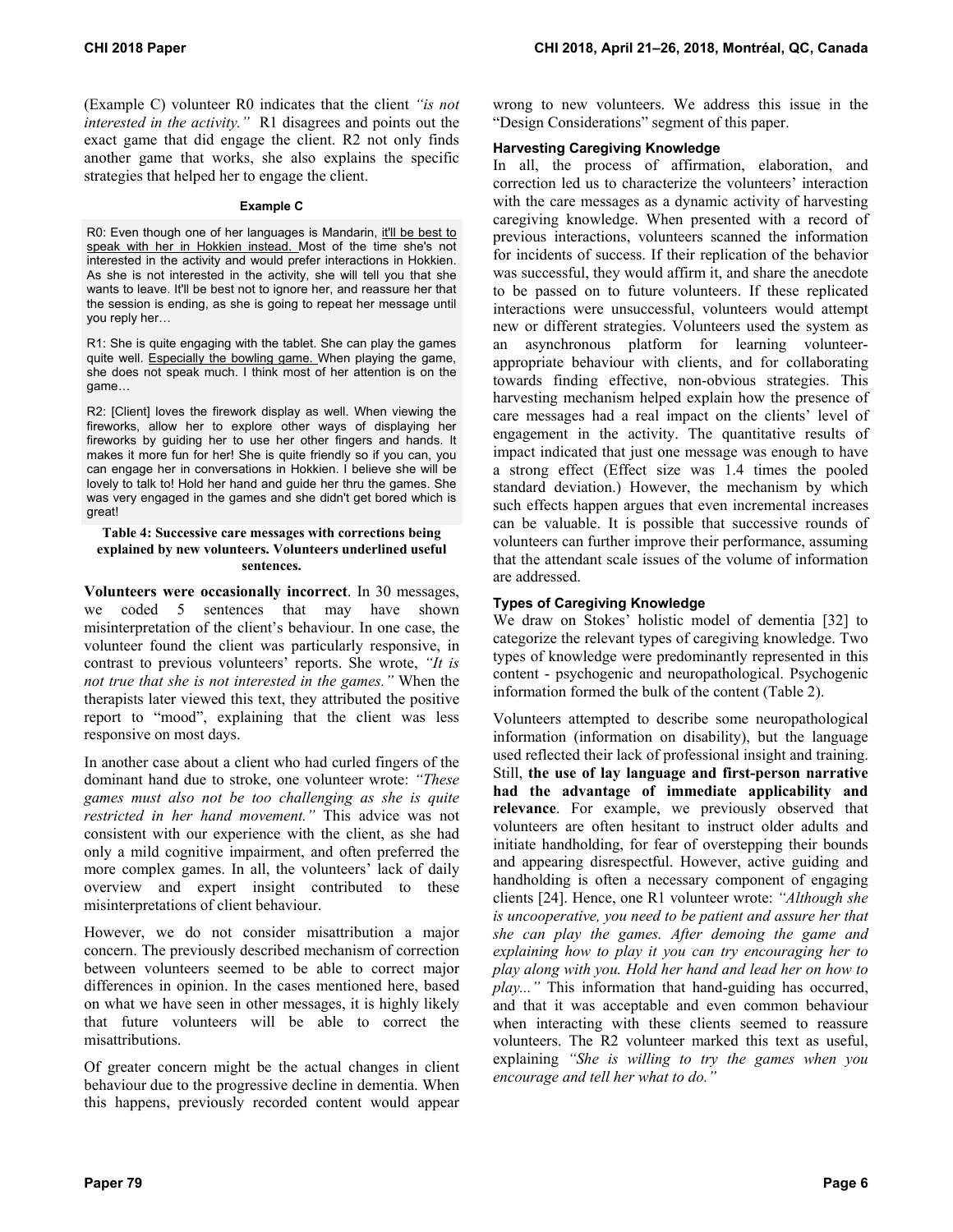(Example C) volunteer R0 indicates that the client *"is not interested in the activity."* R1 disagrees and points out the exact game that did engage the client. R2 not only finds another game that works, she also explains the specific strategies that helped her to engage the client.

**Example C**

R0: Even though one of her languages is Mandarin, <u>it'll be best to speak with her in Hokkien instead.</u> Most of the time she's not interested in the activity and would prefer interactions in Hokkien. As she is not interested in the activity, she will tell you that she wants to leave. It'll be best not to ignore her, and reassure her that the session is ending, as she is going to repeat her message until you reply her…

R1: She is quite engaging with the tablet. She can play the games quite well. <u>Especially the bowling game.</u> When playing the game, she does not speak much. I think most of her attention is on the game…

R2: [Client] loves the firework display as well. When viewing the fireworks, allow her to explore other ways of displaying her fireworks by guiding her to use her other fingers and hands. It makes it more fun for her! She is quite friendly so if you can, you can engage her in conversations in Hokkien. I believe she will be lovely to talk to! Hold her hand and guide her thru the games. She was very engaged in the games and she didn't get bored which is great!

**Table 4: Successive care messages with corrections being explained by new volunteers. Volunteers underlined useful sentences.**

**Volunteers were occasionally incorrect**. In 30 messages, we coded 5 sentences that may have shown misinterpretation of the client's behaviour. In one case, the volunteer found the client was particularly responsive, in contrast to previous volunteers' reports. She wrote, *"It is not true that she is not interested in the games."* When the therapists later viewed this text, they attributed the positive report to "mood", explaining that the client was less responsive on most days.

In another case about a client who had curled fingers of the dominant hand due to stroke, one volunteer wrote: *"These games must also not be too challenging as she is quite restricted in her hand movement."* This advice was not consistent with our experience with the client, as she had only a mild cognitive impairment, and often preferred the more complex games. In all, the volunteers' lack of daily overview and expert insight contributed to these misinterpretations of client behaviour.

However, we do not consider misattribution a major concern. The previously described mechanism of correction between volunteers seemed to be able to correct major differences in opinion. In the cases mentioned here, based on what we have seen in other messages, it is highly likely that future volunteers will be able to correct the misattributions.

Of greater concern might be the actual changes in client behaviour due to the progressive decline in dementia. When this happens, previously recorded content would appear wrong to new volunteers. We address this issue in the "Design Considerations" segment of this paper.

### Harvesting Caregiving Knowledge

In all, the process of affirmation, elaboration, and correction led us to characterize the volunteers' interaction with the care messages as a dynamic activity of harvesting caregiving knowledge. When presented with a record of previous interactions, volunteers scanned the information for incidents of success. If their replication of the behavior was successful, they would affirm it, and share the anecdote to be passed on to future volunteers. If these replicated interactions were unsuccessful, volunteers would attempt new or different strategies. Volunteers used the system as an asynchronous platform for learning volunteer-appropriate behaviour with clients, and for collaborating towards finding effective, non-obvious strategies. This harvesting mechanism helped explain how the presence of care messages had a real impact on the clients' level of engagement in the activity. The quantitative results of impact indicated that just one message was enough to have a strong effect (Effect size was 1.4 times the pooled standard deviation.) However, the mechanism by which such effects happen argues that even incremental increases can be valuable. It is possible that successive rounds of volunteers can further improve their performance, assuming that the attendant scale issues of the volume of information are addressed.

### Types of Caregiving Knowledge

We draw on Stokes' holistic model of dementia [32] to categorize the relevant types of caregiving knowledge. Two types of knowledge were predominantly represented in this content - psychogenic and neuropathological. Psychogenic information formed the bulk of the content (Table 2).

Volunteers attempted to describe some neuropathological information (information on disability), but the language used reflected their lack of professional insight and training. Still, **the use of lay language and first-person narrative had the advantage of immediate applicability and relevance**. For example, we previously observed that volunteers are often hesitant to instruct older adults and initiate handholding, for fear of overstepping their bounds and appearing disrespectful. However, active guiding and handholding is often a necessary component of engaging clients [24]. Hence, one R1 volunteer wrote: *"Although she is uncooperative, you need to be patient and assure her that she can play the games. After demoing the game and explaining how to play it you can try encouraging her to play along with you. Hold her hand and lead her on how to play..."* This information that hand-guiding has occurred, and that it was acceptable and even common behaviour when interacting with these clients seemed to reassure volunteers. The R2 volunteer marked this text as useful, explaining *"She is willing to try the games when you encourage and tell her what to do."*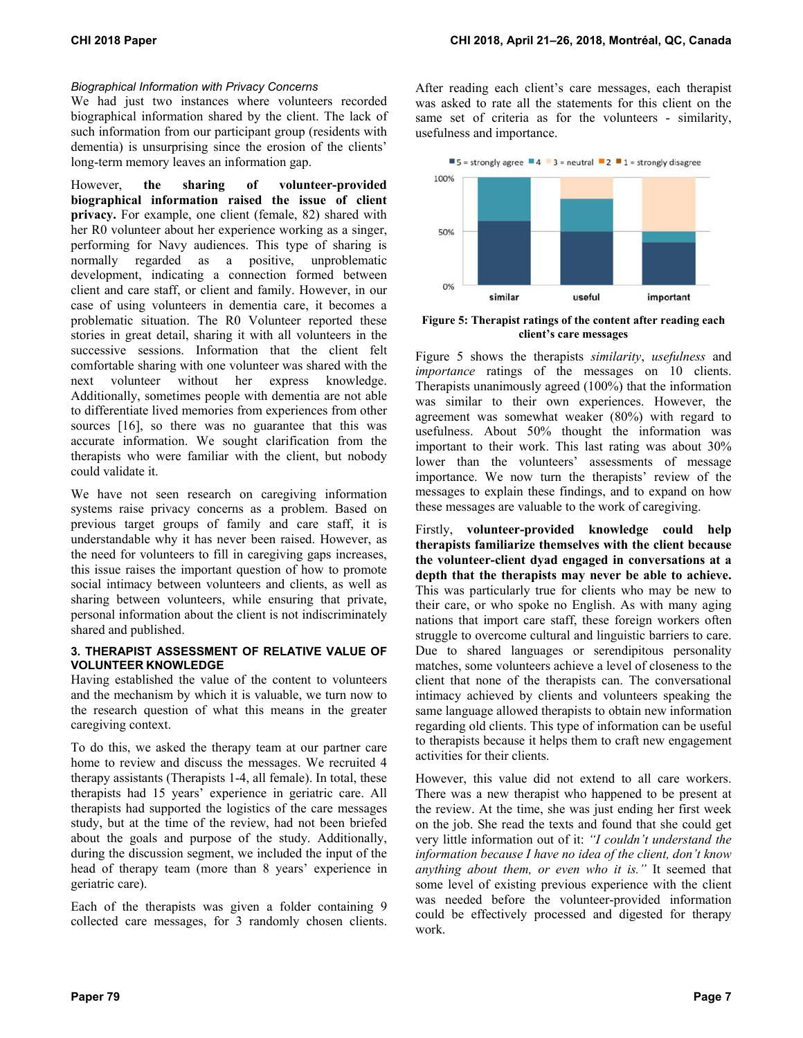*Biographical Information with Privacy Concerns*

We had just two instances where volunteers recorded biographical information shared by the client. The lack of such information from our participant group (residents with dementia) is unsurprising since the erosion of the clients' long-term memory leaves an information gap.

However, **the sharing of volunteer-provided biographical information raised the issue of client privacy.** For example, one client (female, 82) shared with her R0 volunteer about her experience working as a singer, performing for Navy audiences. This type of sharing is normally regarded as a positive, unproblematic development, indicating a connection formed between client and care staff, or client and family. However, in our case of using volunteers in dementia care, it becomes a problematic situation. The R0 Volunteer reported these stories in great detail, sharing it with all volunteers in the successive sessions. Information that the client felt comfortable sharing with one volunteer was shared with the next volunteer without her express knowledge. Additionally, sometimes people with dementia are not able to differentiate lived memories from experiences from other sources [16], so there was no guarantee that this was accurate information. We sought clarification from the therapists who were familiar with the client, but nobody could validate it.

We have not seen research on caregiving information systems raise privacy concerns as a problem. Based on previous target groups of family and care staff, it is understandable why it has never been raised. However, as the need for volunteers to fill in caregiving gaps increases, this issue raises the important question of how to promote social intimacy between volunteers and clients, as well as sharing between volunteers, while ensuring that private, personal information about the client is not indiscriminately shared and published.

### 3. THERAPIST ASSESSMENT OF RELATIVE VALUE OF VOLUNTEER KNOWLEDGE

Having established the value of the content to volunteers and the mechanism by which it is valuable, we turn now to the research question of what this means in the greater caregiving context.

To do this, we asked the therapy team at our partner care home to review and discuss the messages. We recruited 4 therapy assistants (Therapists 1-4, all female). In total, these therapists had 15 years' experience in geriatric care. All therapists had supported the logistics of the care messages study, but at the time of the review, had not been briefed about the goals and purpose of the study. Additionally, during the discussion segment, we included the input of the head of therapy team (more than 8 years' experience in geriatric care).

Each of the therapists was given a folder containing 9 collected care messages, for 3 randomly chosen clients. After reading each client's care messages, each therapist was asked to rate all the statements for this client on the same set of criteria as for the volunteers - similarity, usefulness and importance.

**Figure 5: Therapist ratings of the content after reading each client's care messages**

Figure 5 shows the therapists *similarity*, *usefulness* and *importance* ratings of the messages on 10 clients. Therapists unanimously agreed (100%) that the information was similar to their own experiences. However, the agreement was somewhat weaker (80%) with regard to usefulness. About 50% thought the information was important to their work. This last rating was about 30% lower than the volunteers' assessments of message importance. We now turn the therapists' review of the messages to explain these findings, and to expand on how these messages are valuable to the work of caregiving.

Firstly, **volunteer-provided knowledge could help therapists familiarize themselves with the client because the volunteer-client dyad engaged in conversations at a depth that the therapists may never be able to achieve.** This was particularly true for clients who may be new to their care, or who spoke no English. As with many aging nations that import care staff, these foreign workers often struggle to overcome cultural and linguistic barriers to care. Due to shared languages or serendipitous personality matches, some volunteers achieve a level of closeness to the client that none of the therapists can. The conversational intimacy achieved by clients and volunteers speaking the same language allowed therapists to obtain new information regarding old clients. This type of information can be useful to therapists because it helps them to craft new engagement activities for their clients.

However, this value did not extend to all care workers. There was a new therapist who happened to be present at the review. At the time, she was just ending her first week on the job. She read the texts and found that she could get very little information out of it: *"I couldn't understand the information because I have no idea of the client, don't know anything about them, or even who it is."* It seemed that some level of existing previous experience with the client was needed before the volunteer-provided information could be effectively processed and digested for therapy work.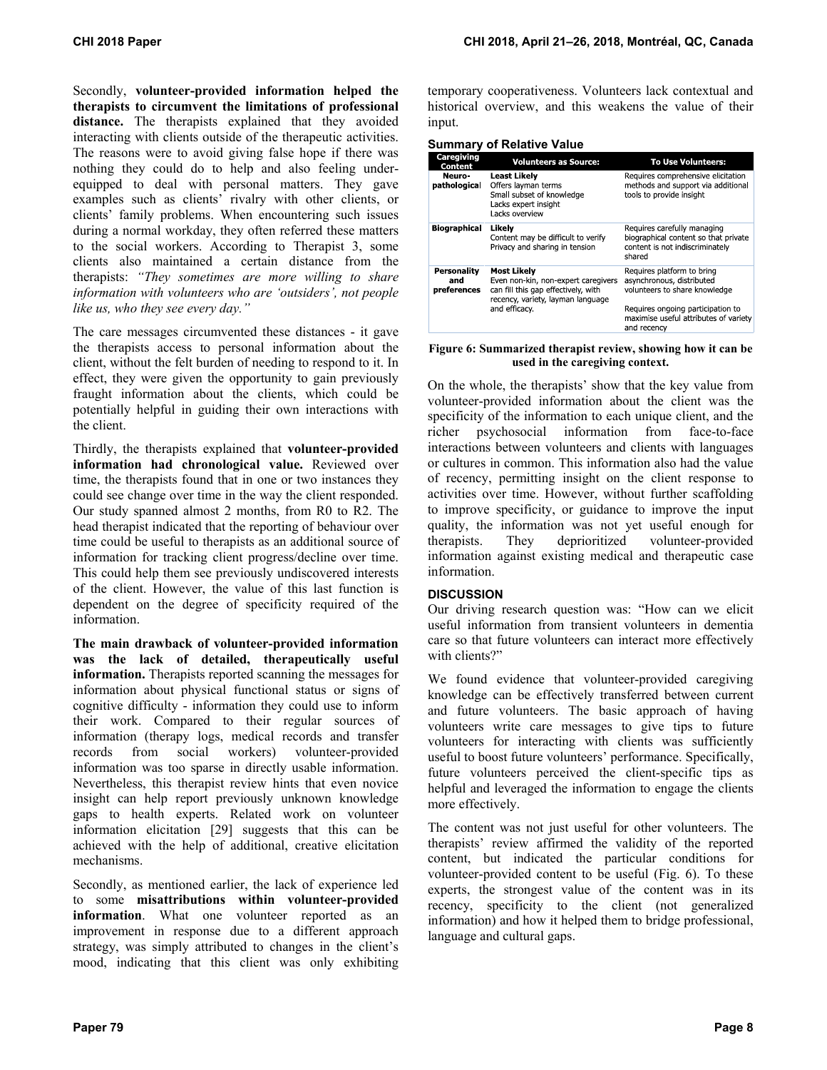Secondly, **volunteer-provided information helped the therapists to circumvent the limitations of professional distance.** The therapists explained that they avoided interacting with clients outside of the therapeutic activities. The reasons were to avoid giving false hope if there was nothing they could do to help and also feeling under-equipped to deal with personal matters. They gave examples such as clients' rivalry with other clients, or clients' family problems. When encountering such issues during a normal workday, they often referred these matters to the social workers. According to Therapist 3, some clients also maintained a certain distance from the therapists: *"They sometimes are more willing to share information with volunteers who are 'outsiders', not people like us, who they see every day."*

The care messages circumvented these distances - it gave the therapists access to personal information about the client, without the felt burden of needing to respond to it. In effect, they were given the opportunity to gain previously fraught information about the clients, which could be potentially helpful in guiding their own interactions with the client.

Thirdly, the therapists explained that **volunteer-provided information had chronological value.** Reviewed over time, the therapists found that in one or two instances they could see change over time in the way the client responded. Our study spanned almost 2 months, from R0 to R2. The head therapist indicated that the reporting of behaviour over time could be useful to therapists as an additional source of information for tracking client progress/decline over time. This could help them see previously undiscovered interests of the client. However, the value of this last function is dependent on the degree of specificity required of the information.

**The main drawback of volunteer-provided information was the lack of detailed, therapeutically useful information.** Therapists reported scanning the messages for information about physical functional status or signs of cognitive difficulty - information they could use to inform their work. Compared to their regular sources of information (therapy logs, medical records and transfer records from social workers) volunteer-provided information was too sparse in directly usable information. Nevertheless, this therapist review hints that even novice insight can help report previously unknown knowledge gaps to health experts. Related work on volunteer information elicitation [29] suggests that this can be achieved with the help of additional, creative elicitation mechanisms.

Secondly, as mentioned earlier, the lack of experience led to some **misattributions within volunteer-provided information**. What one volunteer reported as an improvement in response due to a different approach strategy, was simply attributed to changes in the client's mood, indicating that this client was only exhibiting temporary cooperativeness. Volunteers lack contextual and historical overview, and this weakens the value of their input.

**Summary of Relative Value**

| Caregiving Content | Volunteers as Source: | To Use Volunteers: |
|---|---|---|
| Neuro-pathological | **Least Likely**<br>Offers layman terms<br>Small subset of knowledge<br>Lacks expert insight<br>Lacks overview | Requires comprehensive elicitation methods and support via additional tools to provide insight |
| Biographical | **Likely**<br>Content may be difficult to verify<br>Privacy and sharing in tension | Requires carefully managing biographical content so that private content is not indiscriminately shared |
| Personality and preferences | **Most Likely**<br>Even non-kin, non-expert caregivers can fill this gap effectively, with recency, variety, layman language and efficacy. | Requires platform to bring asynchronous, distributed volunteers to share knowledge<br>Requires ongoing participation to maximise useful attributes of variety and recency |

**Figure 6: Summarized therapist review, showing how it can be used in the caregiving context.**

On the whole, the therapists' show that the key value from volunteer-provided information about the client was the specificity of the information to each unique client, and the richer psychosocial information from face-to-face interactions between volunteers and clients with languages or cultures in common. This information also had the value of recency, permitting insight on the client response to activities over time. However, without further scaffolding to improve specificity, or guidance to improve the input quality, the information was not yet useful enough for therapists. They deprioritized volunteer-provided information against existing medical and therapeutic case information.

## DISCUSSION

Our driving research question was: "How can we elicit useful information from transient volunteers in dementia care so that future volunteers can interact more effectively with clients?"

We found evidence that volunteer-provided caregiving knowledge can be effectively transferred between current and future volunteers. The basic approach of having volunteers write care messages to give tips to future volunteers for interacting with clients was sufficiently useful to boost future volunteers' performance. Specifically, future volunteers perceived the client-specific tips as helpful and leveraged the information to engage the clients more effectively.

The content was not just useful for other volunteers. The therapists' review affirmed the validity of the reported content, but indicated the particular conditions for volunteer-provided content to be useful (Fig. 6). To these experts, the strongest value of the content was in its recency, specificity to the client (not generalized information) and how it helped them to bridge professional, language and cultural gaps.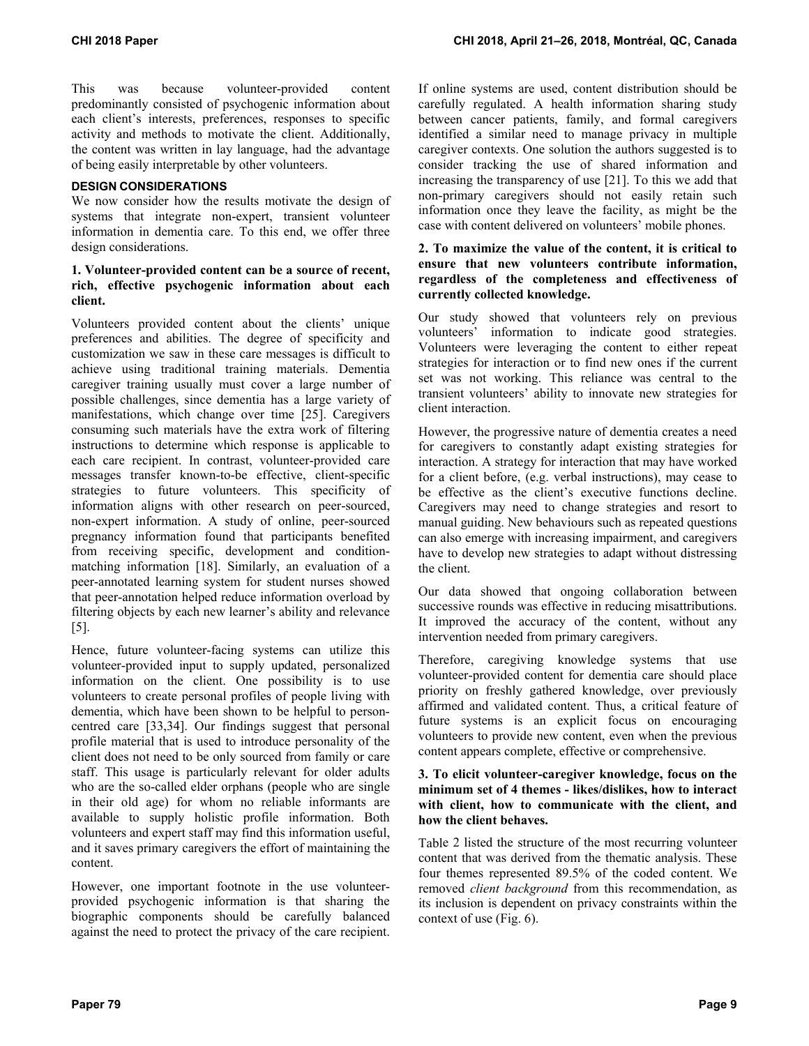This was because volunteer-provided content predominantly consisted of psychogenic information about each client's interests, preferences, responses to specific activity and methods to motivate the client. Additionally, the content was written in lay language, had the advantage of being easily interpretable by other volunteers.

## DESIGN CONSIDERATIONS

We now consider how the results motivate the design of systems that integrate non-expert, transient volunteer information in dementia care. To this end, we offer three design considerations.

### 1. Volunteer-provided content can be a source of recent, rich, effective psychogenic information about each client.

Volunteers provided content about the clients' unique preferences and abilities. The degree of specificity and customization we saw in these care messages is difficult to achieve using traditional training materials. Dementia caregiver training usually must cover a large number of possible challenges, since dementia has a large variety of manifestations, which change over time [25]. Caregivers consuming such materials have the extra work of filtering instructions to determine which response is applicable to each care recipient. In contrast, volunteer-provided care messages transfer known-to-be effective, client-specific strategies to future volunteers. This specificity of information aligns with other research on peer-sourced, non-expert information. A study of online, peer-sourced pregnancy information found that participants benefited from receiving specific, development and condition-matching information [18]. Similarly, an evaluation of a peer-annotated learning system for student nurses showed that peer-annotation helped reduce information overload by filtering objects by each new learner's ability and relevance [5].

Hence, future volunteer-facing systems can utilize this volunteer-provided input to supply updated, personalized information on the client. One possibility is to use volunteers to create personal profiles of people living with dementia, which have been shown to be helpful to person-centred care [33,34]. Our findings suggest that personal profile material that is used to introduce personality of the client does not need to be only sourced from family or care staff. This usage is particularly relevant for older adults who are the so-called elder orphans (people who are single in their old age) for whom no reliable informants are available to supply holistic profile information. Both volunteers and expert staff may find this information useful, and it saves primary caregivers the effort of maintaining the content.

However, one important footnote in the use volunteer-provided psychogenic information is that sharing the biographic components should be carefully balanced against the need to protect the privacy of the care recipient. If online systems are used, content distribution should be carefully regulated. A health information sharing study between cancer patients, family, and formal caregivers identified a similar need to manage privacy in multiple caregiver contexts. One solution the authors suggested is to consider tracking the use of shared information and increasing the transparency of use [21]. To this we add that non-primary caregivers should not easily retain such information once they leave the facility, as might be the case with content delivered on volunteers' mobile phones.

### 2. To maximize the value of the content, it is critical to ensure that new volunteers contribute information, regardless of the completeness and effectiveness of currently collected knowledge.

Our study showed that volunteers rely on previous volunteers' information to indicate good strategies. Volunteers were leveraging the content to either repeat strategies for interaction or to find new ones if the current set was not working. This reliance was central to the transient volunteers' ability to innovate new strategies for client interaction.

However, the progressive nature of dementia creates a need for caregivers to constantly adapt existing strategies for interaction. A strategy for interaction that may have worked for a client before, (e.g. verbal instructions), may cease to be effective as the client's executive functions decline. Caregivers may need to change strategies and resort to manual guiding. New behaviours such as repeated questions can also emerge with increasing impairment, and caregivers have to develop new strategies to adapt without distressing the client.

Our data showed that ongoing collaboration between successive rounds was effective in reducing misattributions. It improved the accuracy of the content, without any intervention needed from primary caregivers.

Therefore, caregiving knowledge systems that use volunteer-provided content for dementia care should place priority on freshly gathered knowledge, over previously affirmed and validated content. Thus, a critical feature of future systems is an explicit focus on encouraging volunteers to provide new content, even when the previous content appears complete, effective or comprehensive.

### 3. To elicit volunteer-caregiver knowledge, focus on the minimum set of 4 themes - likes/dislikes, how to interact with client, how to communicate with the client, and how the client behaves.

Table 2 listed the structure of the most recurring volunteer content that was derived from the thematic analysis. These four themes represented 89.5% of the coded content. We removed *client background* from this recommendation, as its inclusion is dependent on privacy constraints within the context of use (Fig. 6).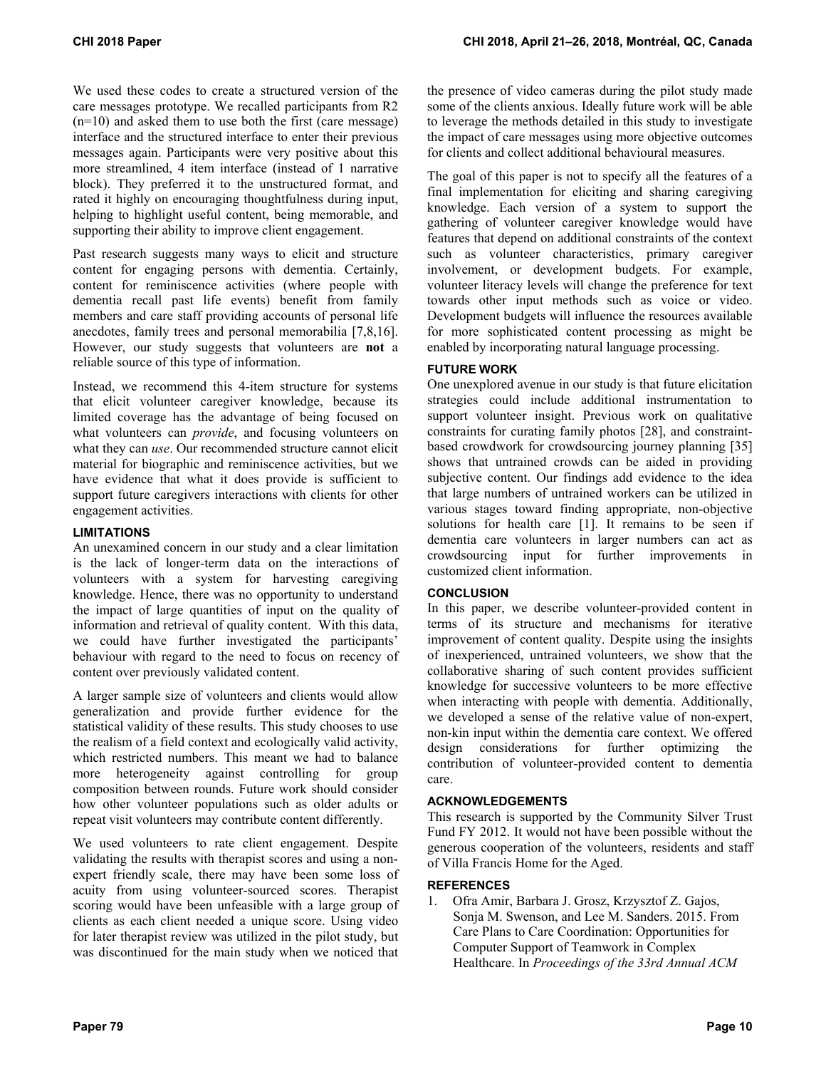We used these codes to create a structured version of the care messages prototype. We recalled participants from R2 (n=10) and asked them to use both the first (care message) interface and the structured interface to enter their previous messages again. Participants were very positive about this more streamlined, 4 item interface (instead of 1 narrative block). They preferred it to the unstructured format, and rated it highly on encouraging thoughtfulness during input, helping to highlight useful content, being memorable, and supporting their ability to improve client engagement.

Past research suggests many ways to elicit and structure content for engaging persons with dementia. Certainly, content for reminiscence activities (where people with dementia recall past life events) benefit from family members and care staff providing accounts of personal life anecdotes, family trees and personal memorabilia [7,8,16]. However, our study suggests that volunteers are **not** a reliable source of this type of information.

Instead, we recommend this 4-item structure for systems that elicit volunteer caregiver knowledge, because its limited coverage has the advantage of being focused on what volunteers can *provide*, and focusing volunteers on what they can *use*. Our recommended structure cannot elicit material for biographic and reminiscence activities, but we have evidence that what it does provide is sufficient to support future caregivers interactions with clients for other engagement activities.

### LIMITATIONS

An unexamined concern in our study and a clear limitation is the lack of longer-term data on the interactions of volunteers with a system for harvesting caregiving knowledge. Hence, there was no opportunity to understand the impact of large quantities of input on the quality of information and retrieval of quality content. With this data, we could have further investigated the participants' behaviour with regard to the need to focus on recency of content over previously validated content.

A larger sample size of volunteers and clients would allow generalization and provide further evidence for the statistical validity of these results. This study chooses to use the realism of a field context and ecologically valid activity, which restricted numbers. This meant we had to balance more heterogeneity against controlling for group composition between rounds. Future work should consider how other volunteer populations such as older adults or repeat visit volunteers may contribute content differently.

We used volunteers to rate client engagement. Despite validating the results with therapist scores and using a non-expert friendly scale, there may have been some loss of acuity from using volunteer-sourced scores. Therapist scoring would have been unfeasible with a large group of clients as each client needed a unique score. Using video for later therapist review was utilized in the pilot study, but was discontinued for the main study when we noticed that the presence of video cameras during the pilot study made some of the clients anxious. Ideally future work will be able to leverage the methods detailed in this study to investigate the impact of care messages using more objective outcomes for clients and collect additional behavioural measures.

The goal of this paper is not to specify all the features of a final implementation for eliciting and sharing caregiving knowledge. Each version of a system to support the gathering of volunteer caregiver knowledge would have features that depend on additional constraints of the context such as volunteer characteristics, primary caregiver involvement, or development budgets. For example, volunteer literacy levels will change the preference for text towards other input methods such as voice or video. Development budgets will influence the resources available for more sophisticated content processing as might be enabled by incorporating natural language processing.

### FUTURE WORK

One unexplored avenue in our study is that future elicitation strategies could include additional instrumentation to support volunteer insight. Previous work on qualitative constraints for curating family photos [28], and constraint-based crowdwork for crowdsourcing journey planning [35] shows that untrained crowds can be aided in providing subjective content. Our findings add evidence to the idea that large numbers of untrained workers can be utilized in various stages toward finding appropriate, non-objective solutions for health care [1]. It remains to be seen if dementia care volunteers in larger numbers can act as crowdsourcing input for further improvements in customized client information.

### CONCLUSION

In this paper, we describe volunteer-provided content in terms of its structure and mechanisms for iterative improvement of content quality. Despite using the insights of inexperienced, untrained volunteers, we show that the collaborative sharing of such content provides sufficient knowledge for successive volunteers to be more effective when interacting with people with dementia. Additionally, we developed a sense of the relative value of non-expert, non-kin input within the dementia care context. We offered design considerations for further optimizing the contribution of volunteer-provided content to dementia care.

### ACKNOWLEDGEMENTS

This research is supported by the Community Silver Trust Fund FY 2012. It would not have been possible without the generous cooperation of the volunteers, residents and staff of Villa Francis Home for the Aged.

### REFERENCES

1. Ofra Amir, Barbara J. Grosz, Krzysztof Z. Gajos, Sonja M. Swenson, and Lee M. Sanders. 2015. From Care Plans to Care Coordination: Opportunities for Computer Support of Teamwork in Complex Healthcare. In *Proceedings of the 33rd Annual ACM*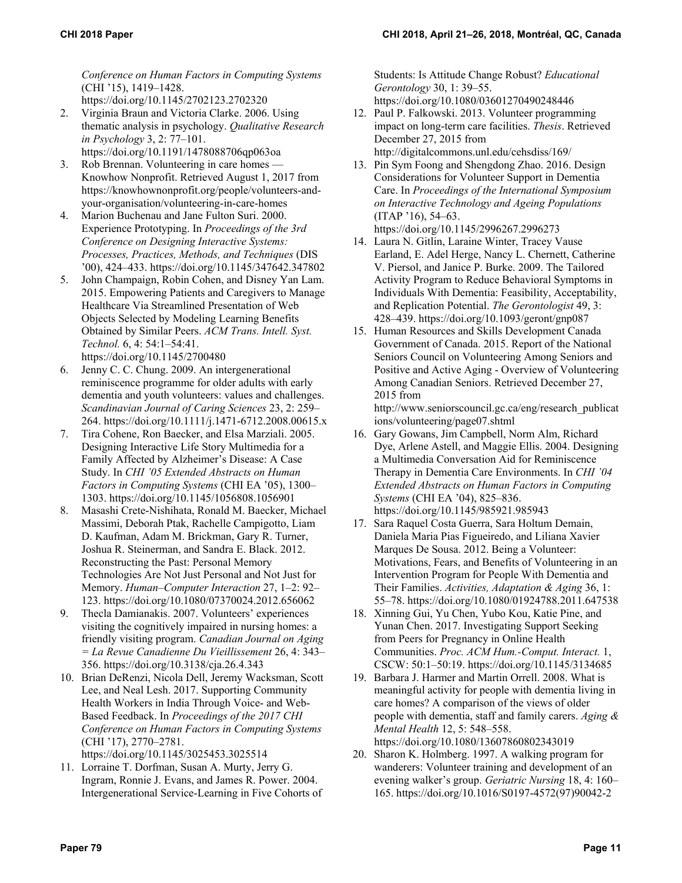*Conference on Human Factors in Computing Systems* (CHI '15), 1419–1428. https://doi.org/10.1145/2702123.2702320

2. Virginia Braun and Victoria Clarke. 2006. Using thematic analysis in psychology. *Qualitative Research in Psychology* 3, 2: 77–101. https://doi.org/10.1191/1478088706qp063oa
3. Rob Brennan. Volunteering in care homes — Knowhow Nonprofit. Retrieved August 1, 2017 from https://knowhownonprofit.org/people/volunteers-and-your-organisation/volunteering-in-care-homes
4. Marion Buchenau and Jane Fulton Suri. 2000. Experience Prototyping. In *Proceedings of the 3rd Conference on Designing Interactive Systems: Processes, Practices, Methods, and Techniques* (DIS '00), 424–433. https://doi.org/10.1145/347642.347802
5. John Champaign, Robin Cohen, and Disney Yan Lam. 2015. Empowering Patients and Caregivers to Manage Healthcare Via Streamlined Presentation of Web Objects Selected by Modeling Learning Benefits Obtained by Similar Peers. *ACM Trans. Intell. Syst. Technol.* 6, 4: 54:1–54:41. https://doi.org/10.1145/2700480
6. Jenny C. C. Chung. 2009. An intergenerational reminiscence programme for older adults with early dementia and youth volunteers: values and challenges. *Scandinavian Journal of Caring Sciences* 23, 2: 259–264. https://doi.org/10.1111/j.1471-6712.2008.00615.x
7. Tira Cohene, Ron Baecker, and Elsa Marziali. 2005. Designing Interactive Life Story Multimedia for a Family Affected by Alzheimer's Disease: A Case Study. In *CHI '05 Extended Abstracts on Human Factors in Computing Systems* (CHI EA '05), 1300–1303. https://doi.org/10.1145/1056808.1056901
8. Masashi Crete-Nishihata, Ronald M. Baecker, Michael Massimi, Deborah Ptak, Rachelle Campigotto, Liam D. Kaufman, Adam M. Brickman, Gary R. Turner, Joshua R. Steinerman, and Sandra E. Black. 2012. Reconstructing the Past: Personal Memory Technologies Are Not Just Personal and Not Just for Memory. *Human–Computer Interaction* 27, 1–2: 92–123. https://doi.org/10.1080/07370024.2012.656062
9. Thecla Damianakis. 2007. Volunteers' experiences visiting the cognitively impaired in nursing homes: a friendly visiting program. *Canadian Journal on Aging = La Revue Canadienne Du Vieillissement* 26, 4: 343–356. https://doi.org/10.3138/cja.26.4.343
10. Brian DeRenzi, Nicola Dell, Jeremy Wacksman, Scott Lee, and Neal Lesh. 2017. Supporting Community Health Workers in India Through Voice- and Web-Based Feedback. In *Proceedings of the 2017 CHI Conference on Human Factors in Computing Systems* (CHI '17), 2770–2781. https://doi.org/10.1145/3025453.3025514
11. Lorraine T. Dorfman, Susan A. Murty, Jerry G. Ingram, Ronnie J. Evans, and James R. Power. 2004. Intergenerational Service-Learning in Five Cohorts of Students: Is Attitude Change Robust? *Educational Gerontology* 30, 1: 39–55. https://doi.org/10.1080/03601270490248446
12. Paul P. Falkowski. 2013. Volunteer programming impact on long-term care facilities. *Thesis*. Retrieved December 27, 2015 from http://digitalcommons.unl.edu/cehsdiss/169/
13. Pin Sym Foong and Shengdong Zhao. 2016. Design Considerations for Volunteer Support in Dementia Care. In *Proceedings of the International Symposium on Interactive Technology and Ageing Populations* (ITAP '16), 54–63. https://doi.org/10.1145/2996267.2996273
14. Laura N. Gitlin, Laraine Winter, Tracey Vause Earland, E. Adel Herge, Nancy L. Chernett, Catherine V. Piersol, and Janice P. Burke. 2009. The Tailored Activity Program to Reduce Behavioral Symptoms in Individuals With Dementia: Feasibility, Acceptability, and Replication Potential. *The Gerontologist* 49, 3: 428–439. https://doi.org/10.1093/geront/gnp087
15. Human Resources and Skills Development Canada Government of Canada. 2015. Report of the National Seniors Council on Volunteering Among Seniors and Positive and Active Aging - Overview of Volunteering Among Canadian Seniors. Retrieved December 27, 2015 from http://www.seniorscouncil.gc.ca/eng/research_publications/volunteering/page07.shtml
16. Gary Gowans, Jim Campbell, Norm Alm, Richard Dye, Arlene Astell, and Maggie Ellis. 2004. Designing a Multimedia Conversation Aid for Reminiscence Therapy in Dementia Care Environments. In *CHI '04 Extended Abstracts on Human Factors in Computing Systems* (CHI EA '04), 825–836. https://doi.org/10.1145/985921.985943
17. Sara Raquel Costa Guerra, Sara Holtum Demain, Daniela Maria Pias Figueiredo, and Liliana Xavier Marques De Sousa. 2012. Being a Volunteer: Motivations, Fears, and Benefits of Volunteering in an Intervention Program for People With Dementia and Their Families. *Activities, Adaptation & Aging* 36, 1: 55–78. https://doi.org/10.1080/01924788.2011.647538
18. Xinning Gui, Yu Chen, Yubo Kou, Katie Pine, and Yunan Chen. 2017. Investigating Support Seeking from Peers for Pregnancy in Online Health Communities. *Proc. ACM Hum.-Comput. Interact.* 1, CSCW: 50:1–50:19. https://doi.org/10.1145/3134685
19. Barbara J. Harmer and Martin Orrell. 2008. What is meaningful activity for people with dementia living in care homes? A comparison of the views of older people with dementia, staff and family carers. *Aging & Mental Health* 12, 5: 548–558. https://doi.org/10.1080/13607860802343019
20. Sharon K. Holmberg. 1997. A walking program for wanderers: Volunteer training and development of an evening walker's group. *Geriatric Nursing* 18, 4: 160–165. https://doi.org/10.1016/S0197-4572(97)90042-2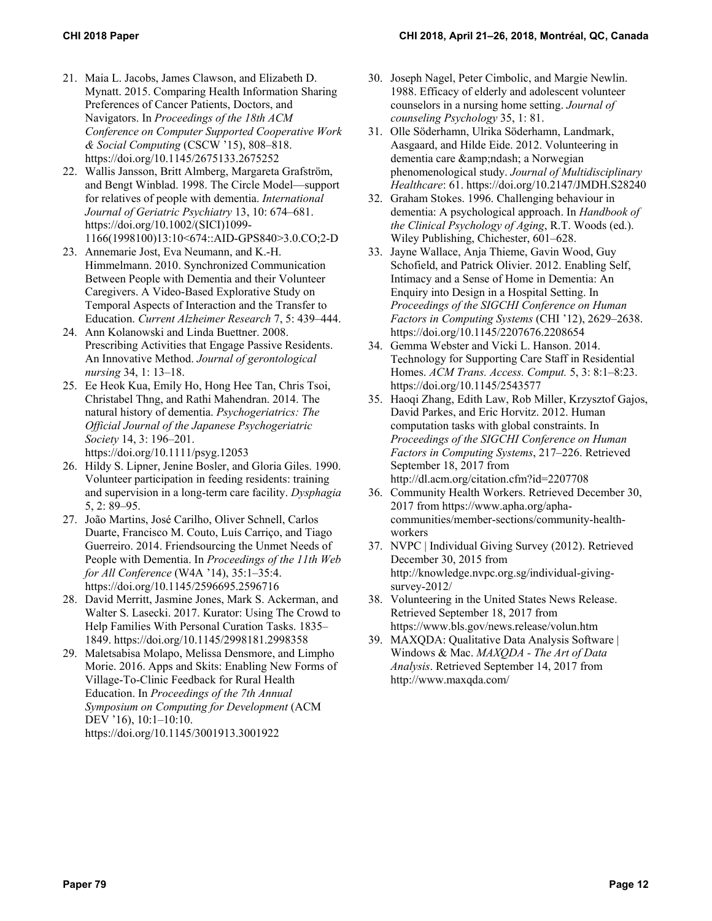21. Maia L. Jacobs, James Clawson, and Elizabeth D. Mynatt. 2015. Comparing Health Information Sharing Preferences of Cancer Patients, Doctors, and Navigators. In *Proceedings of the 18th ACM Conference on Computer Supported Cooperative Work & Social Computing* (CSCW '15), 808–818. https://doi.org/10.1145/2675133.2675252
22. Wallis Jansson, Britt Almberg, Margareta Grafström, and Bengt Winblad. 1998. The Circle Model—support for relatives of people with dementia. *International Journal of Geriatric Psychiatry* 13, 10: 674–681. https://doi.org/10.1002/(SICI)1099-1166(1998100)13:10<674::AID-GPS840>3.0.CO;2-D
23. Annemarie Jost, Eva Neumann, and K.-H. Himmelmann. 2010. Synchronized Communication Between People with Dementia and their Volunteer Caregivers. A Video-Based Explorative Study on Temporal Aspects of Interaction and the Transfer to Education. *Current Alzheimer Research* 7, 5: 439–444.
24. Ann Kolanowski and Linda Buettner. 2008. Prescribing Activities that Engage Passive Residents. An Innovative Method. *Journal of gerontological nursing* 34, 1: 13–18.
25. Ee Heok Kua, Emily Ho, Hong Hee Tan, Chris Tsoi, Christabel Thng, and Rathi Mahendran. 2014. The natural history of dementia. *Psychogeriatrics: The Official Journal of the Japanese Psychogeriatric Society* 14, 3: 196–201. https://doi.org/10.1111/psyg.12053
26. Hildy S. Lipner, Jenine Bosler, and Gloria Giles. 1990. Volunteer participation in feeding residents: training and supervision in a long-term care facility. *Dysphagia* 5, 2: 89–95.
27. João Martins, José Carilho, Oliver Schnell, Carlos Duarte, Francisco M. Couto, Luís Carriço, and Tiago Guerreiro. 2014. Friendsourcing the Unmet Needs of People with Dementia. In *Proceedings of the 11th Web for All Conference* (W4A '14), 35:1–35:4. https://doi.org/10.1145/2596695.2596716
28. David Merritt, Jasmine Jones, Mark S. Ackerman, and Walter S. Lasecki. 2017. Kurator: Using The Crowd to Help Families With Personal Curation Tasks. 1835–1849. https://doi.org/10.1145/2998181.2998358
29. Maletsabisa Molapo, Melissa Densmore, and Limpho Morie. 2016. Apps and Skits: Enabling New Forms of Village-To-Clinic Feedback for Rural Health Education. In *Proceedings of the 7th Annual Symposium on Computing for Development* (ACM DEV '16), 10:1–10:10. https://doi.org/10.1145/3001913.3001922
30. Joseph Nagel, Peter Cimbolic, and Margie Newlin. 1988. Efficacy of elderly and adolescent volunteer counselors in a nursing home setting. *Journal of counseling Psychology* 35, 1: 81.
31. Olle Söderhamn, Ulrika Söderhamn, Landmark, Aasgaard, and Hilde Eide. 2012. Volunteering in dementia care &amp;ndash; a Norwegian phenomenological study. *Journal of Multidisciplinary Healthcare*: 61. https://doi.org/10.2147/JMDH.S28240
32. Graham Stokes. 1996. Challenging behaviour in dementia: A psychological approach. In *Handbook of the Clinical Psychology of Aging*, R.T. Woods (ed.). Wiley Publishing, Chichester, 601–628.
33. Jayne Wallace, Anja Thieme, Gavin Wood, Guy Schofield, and Patrick Olivier. 2012. Enabling Self, Intimacy and a Sense of Home in Dementia: An Enquiry into Design in a Hospital Setting. In *Proceedings of the SIGCHI Conference on Human Factors in Computing Systems* (CHI '12), 2629–2638. https://doi.org/10.1145/2207676.2208654
34. Gemma Webster and Vicki L. Hanson. 2014. Technology for Supporting Care Staff in Residential Homes. *ACM Trans. Access. Comput.* 5, 3: 8:1–8:23. https://doi.org/10.1145/2543577
35. Haoqi Zhang, Edith Law, Rob Miller, Krzysztof Gajos, David Parkes, and Eric Horvitz. 2012. Human computation tasks with global constraints. In *Proceedings of the SIGCHI Conference on Human Factors in Computing Systems*, 217–226. Retrieved September 18, 2017 from http://dl.acm.org/citation.cfm?id=2207708
36. Community Health Workers. Retrieved December 30, 2017 from https://www.apha.org/apha-communities/member-sections/community-health-workers
37. NVPC | Individual Giving Survey (2012). Retrieved December 30, 2015 from http://knowledge.nvpc.org.sg/individual-giving-survey-2012/
38. Volunteering in the United States News Release. Retrieved September 18, 2017 from https://www.bls.gov/news.release/volun.htm
39. MAXQDA: Qualitative Data Analysis Software | Windows & Mac. *MAXQDA - The Art of Data Analysis*. Retrieved September 14, 2017 from http://www.maxqda.com/